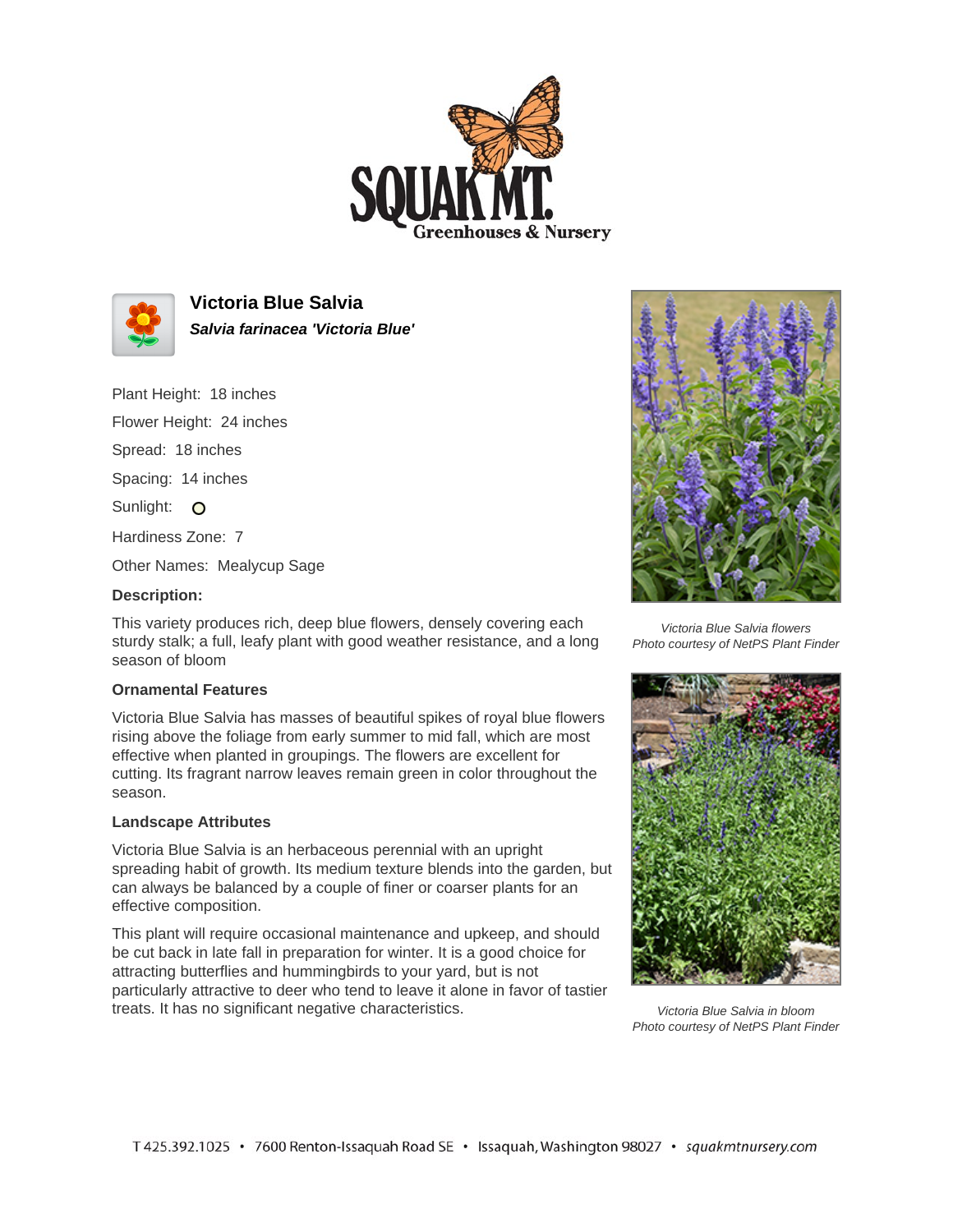# Victoria Blue Salvia

***Salvia farinacea 'Victoria Blue'***

Plant Height: 18 inches

Flower Height: 24 inches

Spread: 18 inches

Spacing: 14 inches

Sunlight: ○

Hardiness Zone: 7

Other Names: Mealycup Sage

**Description:**

This variety produces rich, deep blue flowers, densely covering each sturdy stalk; a full, leafy plant with good weather resistance, and a long season of bloom

### Ornamental Features

Victoria Blue Salvia has masses of beautiful spikes of royal blue flowers rising above the foliage from early summer to mid fall, which are most effective when planted in groupings. The flowers are excellent for cutting. Its fragrant narrow leaves remain green in color throughout the season.

### Landscape Attributes

Victoria Blue Salvia is an herbaceous perennial with an upright spreading habit of growth. Its medium texture blends into the garden, but can always be balanced by a couple of finer or coarser plants for an effective composition.

This plant will require occasional maintenance and upkeep, and should be cut back in late fall in preparation for winter. It is a good choice for attracting butterflies and hummingbirds to your yard, but is not particularly attractive to deer who tend to leave it alone in favor of tastier treats. It has no significant negative characteristics.

*Victoria Blue Salvia flowers*
*Photo courtesy of NetPS Plant Finder*

*Victoria Blue Salvia in bloom*
*Photo courtesy of NetPS Plant Finder*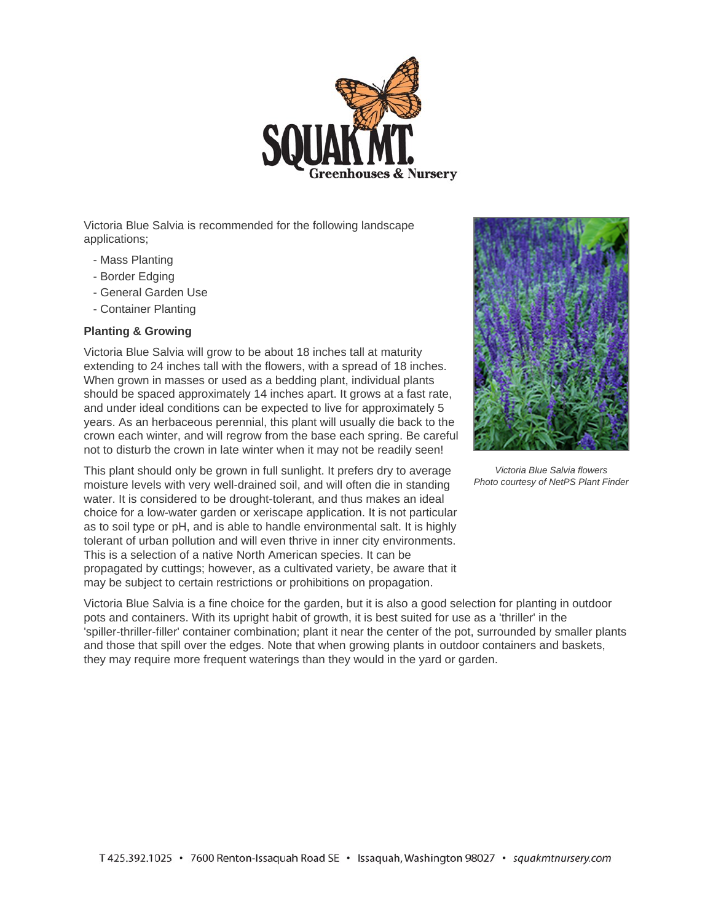Victoria Blue Salvia is recommended for the following landscape applications;

- Mass Planting
- Border Edging
- General Garden Use
- Container Planting

**Planting & Growing**

Victoria Blue Salvia will grow to be about 18 inches tall at maturity extending to 24 inches tall with the flowers, with a spread of 18 inches. When grown in masses or used as a bedding plant, individual plants should be spaced approximately 14 inches apart. It grows at a fast rate, and under ideal conditions can be expected to live for approximately 5 years. As an herbaceous perennial, this plant will usually die back to the crown each winter, and will regrow from the base each spring. Be careful not to disturb the crown in late winter when it may not be readily seen!

This plant should only be grown in full sunlight. It prefers dry to average moisture levels with very well-drained soil, and will often die in standing water. It is considered to be drought-tolerant, and thus makes an ideal choice for a low-water garden or xeriscape application. It is not particular as to soil type or pH, and is able to handle environmental salt. It is highly tolerant of urban pollution and will even thrive in inner city environments. This is a selection of a native North American species. It can be propagated by cuttings; however, as a cultivated variety, be aware that it may be subject to certain restrictions or prohibitions on propagation.

*Victoria Blue Salvia flowers*
*Photo courtesy of NetPS Plant Finder*

Victoria Blue Salvia is a fine choice for the garden, but it is also a good selection for planting in outdoor pots and containers. With its upright habit of growth, it is best suited for use as a 'thriller' in the 'spiller-thriller-filler' container combination; plant it near the center of the pot, surrounded by smaller plants and those that spill over the edges. Note that when growing plants in outdoor containers and baskets, they may require more frequent waterings than they would in the yard or garden.